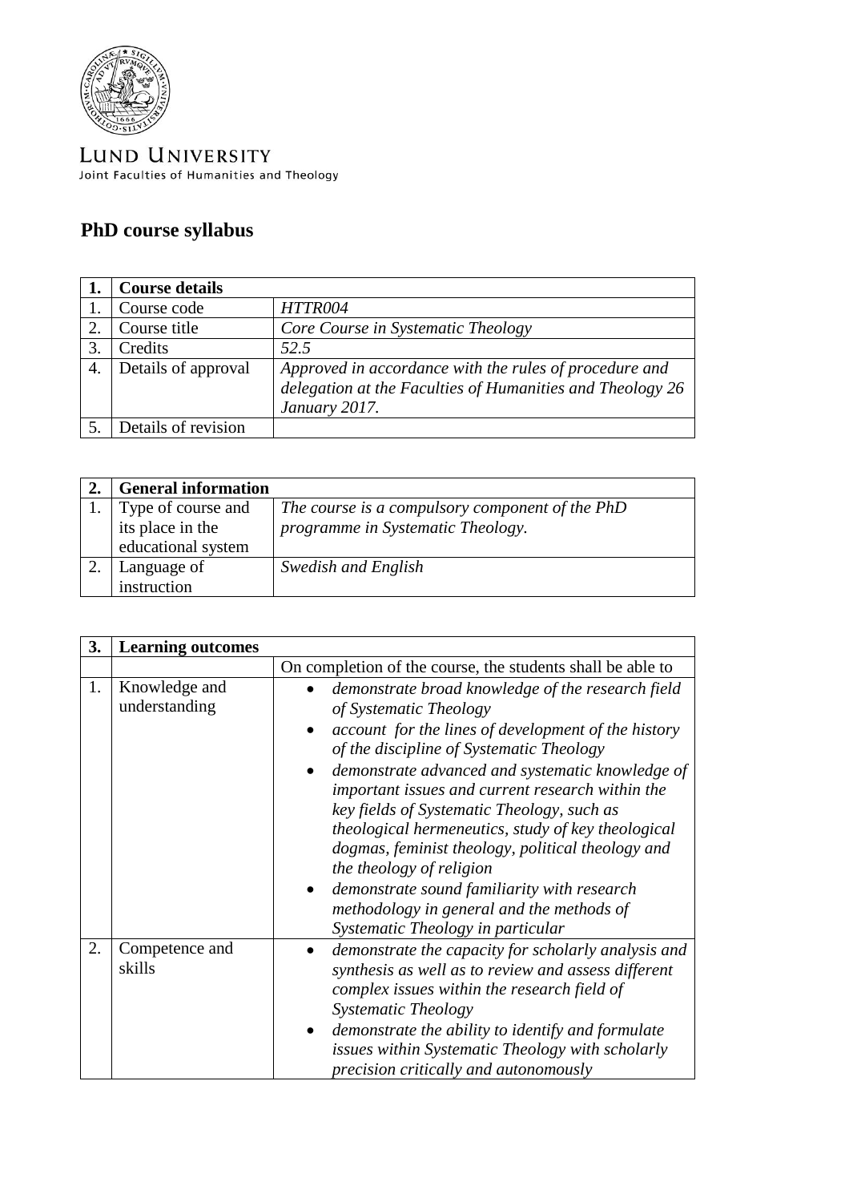LUND UNIVERSITY
Joint Faculties of Humanities and Theology

## PhD course syllabus

| 1. | Course details | |
|---|---|---|
| 1. | Course code | *HTTR004* |
| 2. | Course title | *Core Course in Systematic Theology* |
| 3. | Credits | *52.5* |
| 4. | Details of approval | *Approved in accordance with the rules of procedure and delegation at the Faculties of Humanities and Theology 26 January 2017.* |
| 5. | Details of revision | |

| 2. | General information | |
|---|---|---|
| 1. | Type of course and its place in the educational system | *The course is a compulsory component of the PhD programme in Systematic Theology.* |
| 2. | Language of instruction | *Swedish and English* |

| 3. | Learning outcomes | |
|---|---|---|
| | | On completion of the course, the students shall be able to |
| 1. | Knowledge and understanding | • *demonstrate broad knowledge of the research field of Systematic Theology*<br>• *account for the lines of development of the history of the discipline of Systematic Theology*<br>• *demonstrate advanced and systematic knowledge of important issues and current research within the key fields of Systematic Theology, such as theological hermeneutics, study of key theological dogmas, feminist theology, political theology and the theology of religion*<br>• *demonstrate sound familiarity with research methodology in general and the methods of Systematic Theology in particular* |
| 2. | Competence and skills | • *demonstrate the capacity for scholarly analysis and synthesis as well as to review and assess different complex issues within the research field of Systematic Theology*<br>• *demonstrate the ability to identify and formulate issues within Systematic Theology with scholarly precision critically and autonomously* |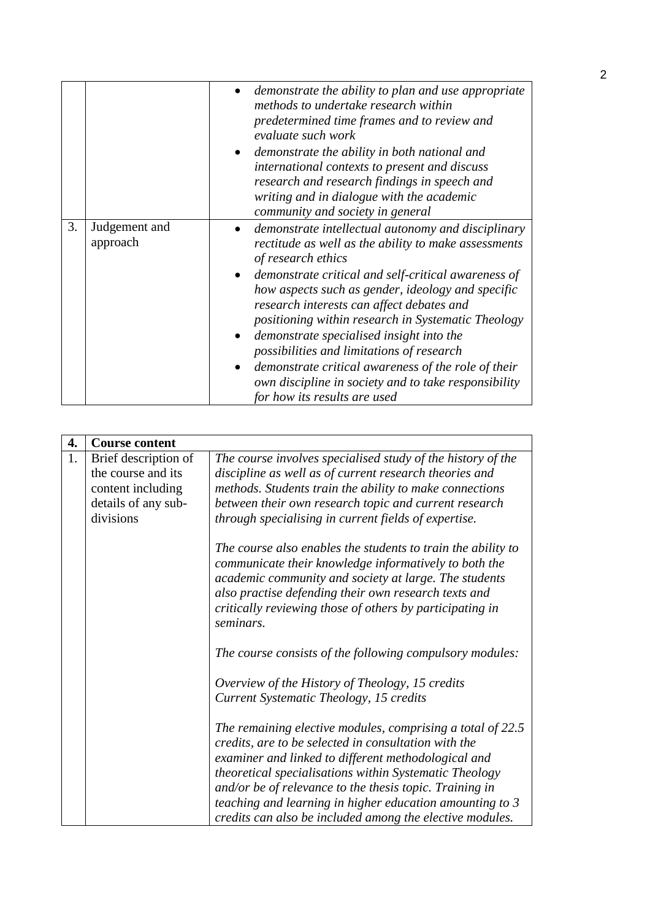| | | |
|---|---|---|
| | | • *demonstrate the ability to plan and use appropriate methods to undertake research within predetermined time frames and to review and evaluate such work*<br>• *demonstrate the ability in both national and international contexts to present and discuss research and research findings in speech and writing and in dialogue with the academic community and society in general* |
| 3. | Judgement and approach | • *demonstrate intellectual autonomy and disciplinary rectitude as well as the ability to make assessments of research ethics*<br>• *demonstrate critical and self-critical awareness of how aspects such as gender, ideology and specific research interests can affect debates and positioning within research in Systematic Theology*<br>• *demonstrate specialised insight into the possibilities and limitations of research*<br>• *demonstrate critical awareness of the role of their own discipline in society and to take responsibility for how its results are used* |

| **4.** | **Course content** | |
|---|---|---|
| 1. | Brief description of the course and its content including details of any sub-divisions | *The course involves specialised study of the history of the discipline as well as of current research theories and methods. Students train the ability to make connections between their own research topic and current research through specialising in current fields of expertise.*<br><br>*The course also enables the students to train the ability to communicate their knowledge informatively to both the academic community and society at large. The students also practise defending their own research texts and critically reviewing those of others by participating in seminars.*<br><br>*The course consists of the following compulsory modules:*<br><br>*Overview of the History of Theology, 15 credits*<br>*Current Systematic Theology, 15 credits*<br><br>*The remaining elective modules, comprising a total of 22.5 credits, are to be selected in consultation with the examiner and linked to different methodological and theoretical specialisations within Systematic Theology and/or be of relevance to the thesis topic. Training in teaching and learning in higher education amounting to 3 credits can also be included among the elective modules.* |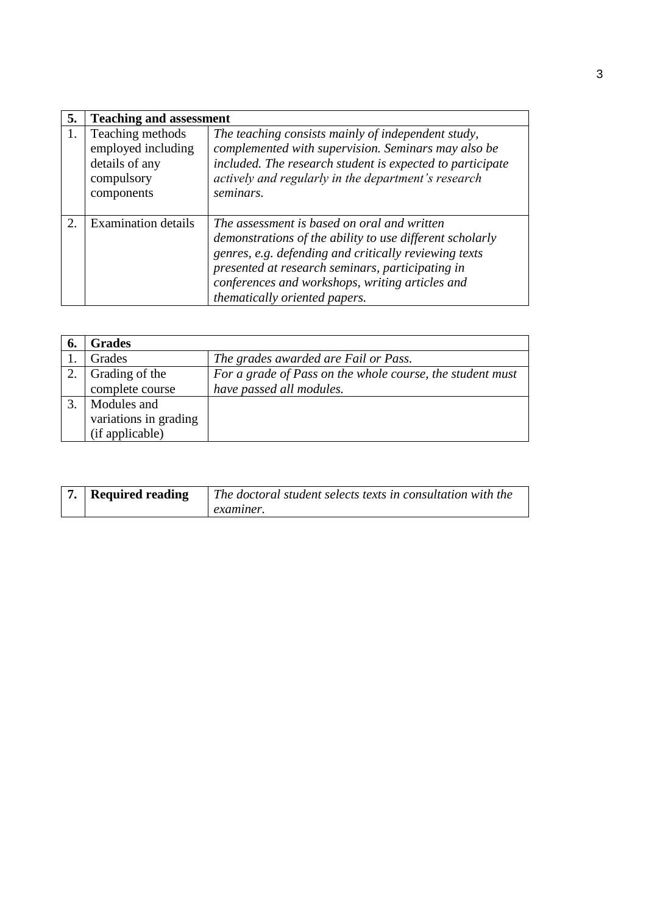| 5. | **Teaching and assessment** | |
|---|---|---|
| 1. | Teaching methods employed including details of any compulsory components | *The teaching consists mainly of independent study, complemented with supervision. Seminars may also be included. The research student is expected to participate actively and regularly in the department's research seminars.* |
| 2. | Examination details | *The assessment is based on oral and written demonstrations of the ability to use different scholarly genres, e.g. defending and critically reviewing texts presented at research seminars, participating in conferences and workshops, writing articles and thematically oriented papers.* |

| 6. | **Grades** | |
|---|---|---|
| 1. | Grades | *The grades awarded are Fail or Pass.* |
| 2. | Grading of the complete course | *For a grade of Pass on the whole course, the student must have passed all modules.* |
| 3. | Modules and variations in grading (if applicable) | |

| | | |
|---|---|---|
| 7. | **Required reading** | *The doctoral student selects texts in consultation with the examiner.* |